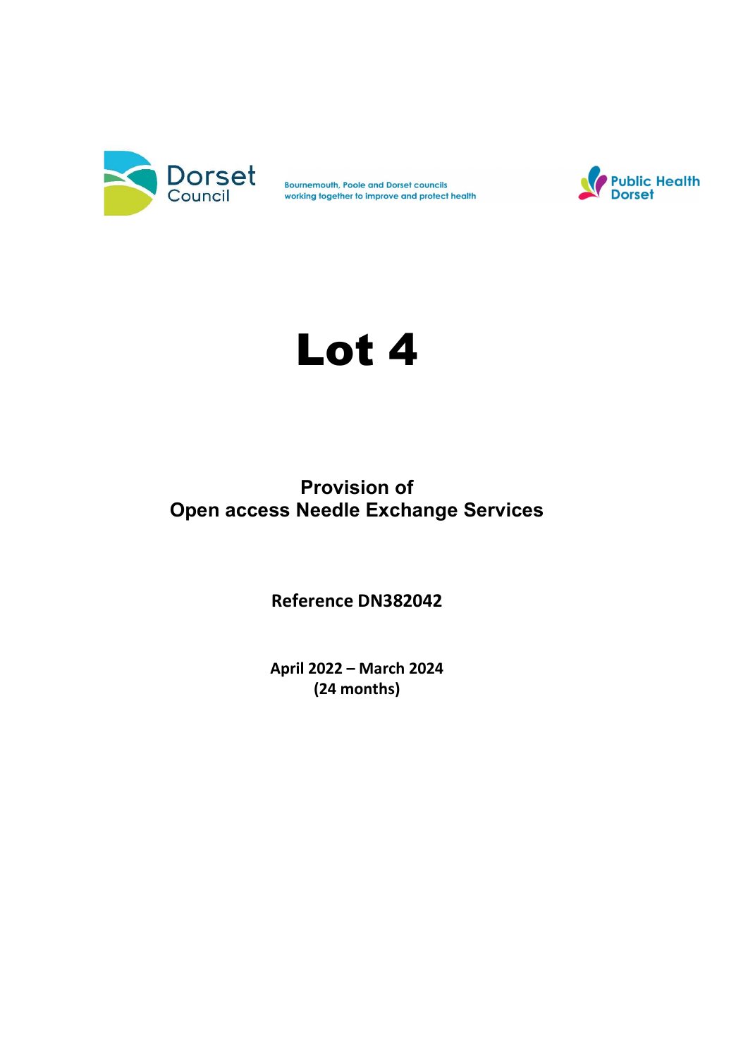Dorset Council

Bournemouth, Poole and Dorset councils working together to improve and protect health

Public Health Dorset

# Lot 4

## Provision of Open access Needle Exchange Services

**Reference DN382042**

**April 2022 – March 2024**
**(24 months)**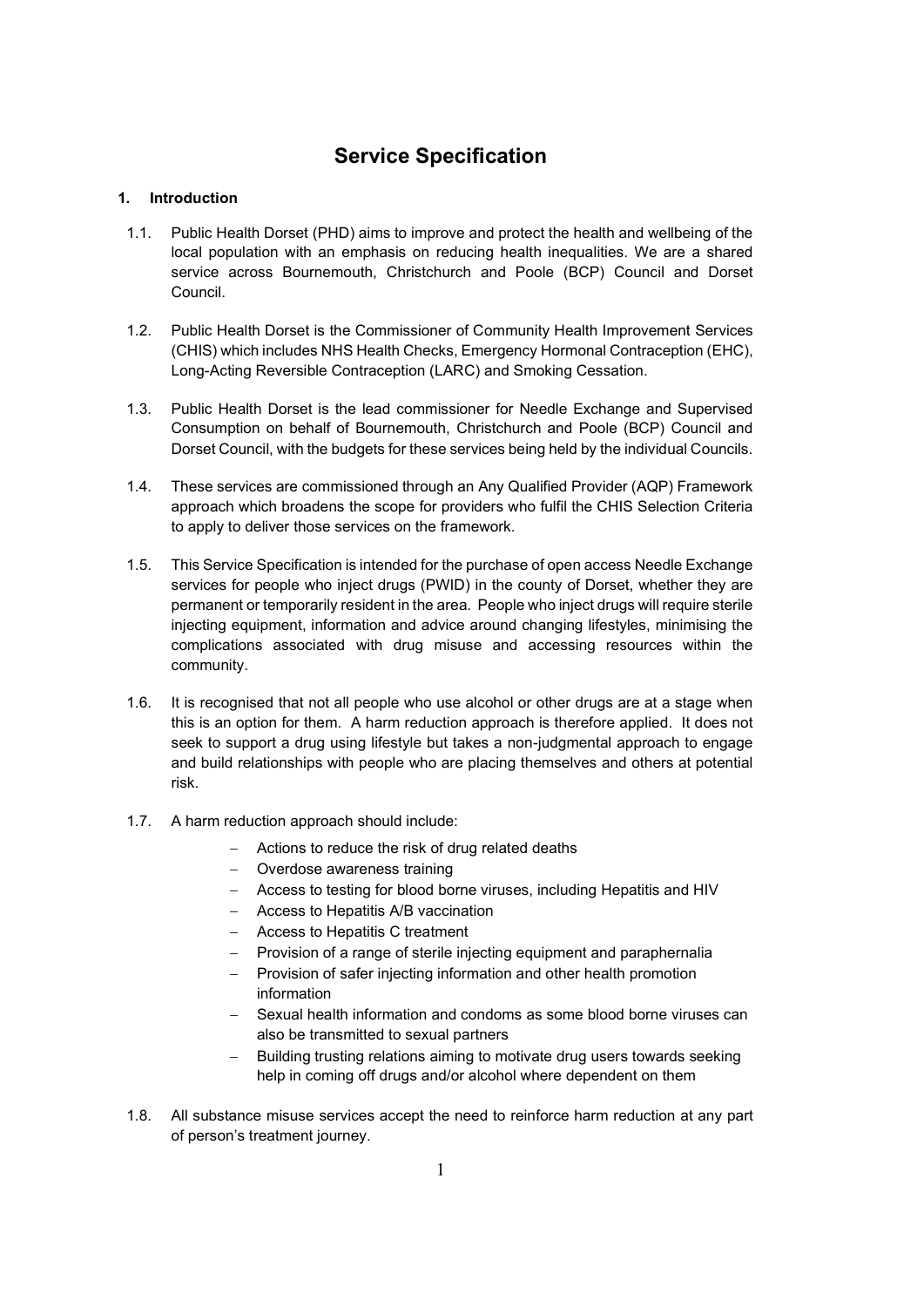# Service Specification

## 1. Introduction

1.1. Public Health Dorset (PHD) aims to improve and protect the health and wellbeing of the local population with an emphasis on reducing health inequalities. We are a shared service across Bournemouth, Christchurch and Poole (BCP) Council and Dorset Council.

1.2. Public Health Dorset is the Commissioner of Community Health Improvement Services (CHIS) which includes NHS Health Checks, Emergency Hormonal Contraception (EHC), Long-Acting Reversible Contraception (LARC) and Smoking Cessation.

1.3. Public Health Dorset is the lead commissioner for Needle Exchange and Supervised Consumption on behalf of Bournemouth, Christchurch and Poole (BCP) Council and Dorset Council, with the budgets for these services being held by the individual Councils.

1.4. These services are commissioned through an Any Qualified Provider (AQP) Framework approach which broadens the scope for providers who fulfil the CHIS Selection Criteria to apply to deliver those services on the framework.

1.5. This Service Specification is intended for the purchase of open access Needle Exchange services for people who inject drugs (PWID) in the county of Dorset, whether they are permanent or temporarily resident in the area. People who inject drugs will require sterile injecting equipment, information and advice around changing lifestyles, minimising the complications associated with drug misuse and accessing resources within the community.

1.6. It is recognised that not all people who use alcohol or other drugs are at a stage when this is an option for them. A harm reduction approach is therefore applied. It does not seek to support a drug using lifestyle but takes a non-judgmental approach to engage and build relationships with people who are placing themselves and others at potential risk.

1.7. A harm reduction approach should include:

- Actions to reduce the risk of drug related deaths
- Overdose awareness training
- Access to testing for blood borne viruses, including Hepatitis and HIV
- Access to Hepatitis A/B vaccination
- Access to Hepatitis C treatment
- Provision of a range of sterile injecting equipment and paraphernalia
- Provision of safer injecting information and other health promotion information
- Sexual health information and condoms as some blood borne viruses can also be transmitted to sexual partners
- Building trusting relations aiming to motivate drug users towards seeking help in coming off drugs and/or alcohol where dependent on them

1.8. All substance misuse services accept the need to reinforce harm reduction at any part of person's treatment journey.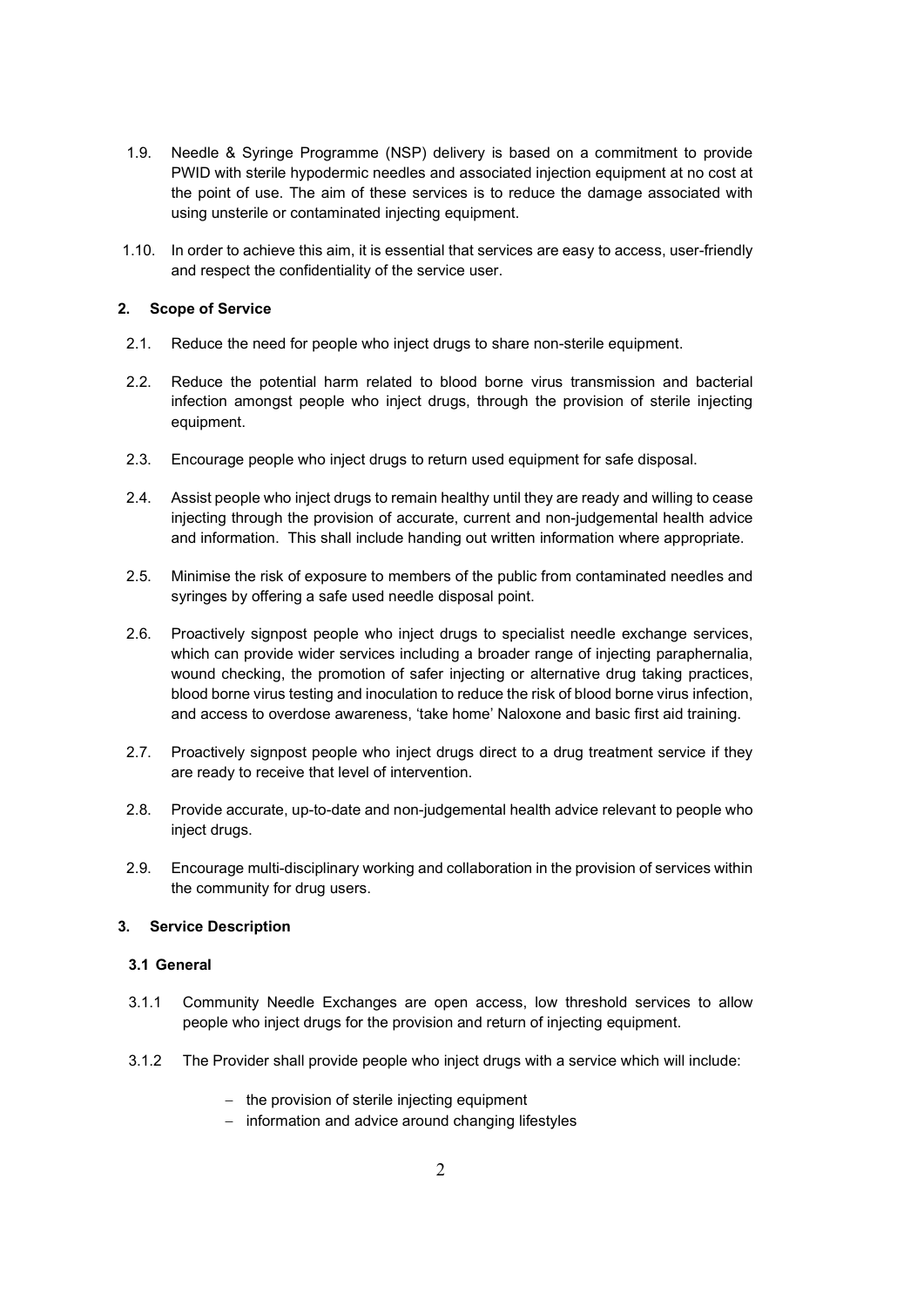1.9. Needle & Syringe Programme (NSP) delivery is based on a commitment to provide PWID with sterile hypodermic needles and associated injection equipment at no cost at the point of use. The aim of these services is to reduce the damage associated with using unsterile or contaminated injecting equipment.

1.10. In order to achieve this aim, it is essential that services are easy to access, user-friendly and respect the confidentiality of the service user.

## 2. Scope of Service

2.1. Reduce the need for people who inject drugs to share non-sterile equipment.

2.2. Reduce the potential harm related to blood borne virus transmission and bacterial infection amongst people who inject drugs, through the provision of sterile injecting equipment.

2.3. Encourage people who inject drugs to return used equipment for safe disposal.

2.4. Assist people who inject drugs to remain healthy until they are ready and willing to cease injecting through the provision of accurate, current and non-judgemental health advice and information. This shall include handing out written information where appropriate.

2.5. Minimise the risk of exposure to members of the public from contaminated needles and syringes by offering a safe used needle disposal point.

2.6. Proactively signpost people who inject drugs to specialist needle exchange services, which can provide wider services including a broader range of injecting paraphernalia, wound checking, the promotion of safer injecting or alternative drug taking practices, blood borne virus testing and inoculation to reduce the risk of blood borne virus infection, and access to overdose awareness, 'take home' Naloxone and basic first aid training.

2.7. Proactively signpost people who inject drugs direct to a drug treatment service if they are ready to receive that level of intervention.

2.8. Provide accurate, up-to-date and non-judgemental health advice relevant to people who inject drugs.

2.9. Encourage multi-disciplinary working and collaboration in the provision of services within the community for drug users.

## 3. Service Description

### 3.1 General

3.1.1 Community Needle Exchanges are open access, low threshold services to allow people who inject drugs for the provision and return of injecting equipment.

3.1.2 The Provider shall provide people who inject drugs with a service which will include:

- the provision of sterile injecting equipment
- information and advice around changing lifestyles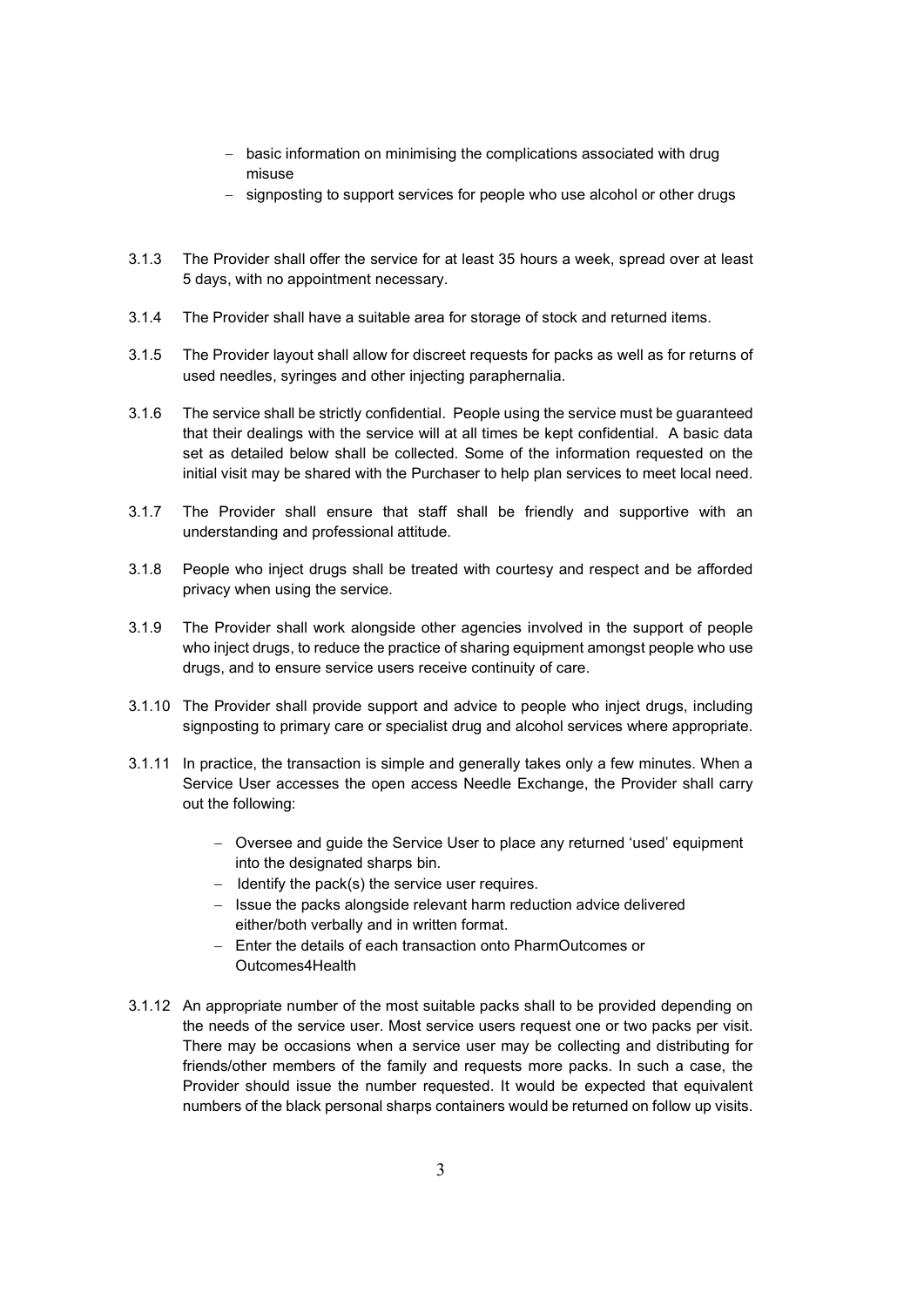- basic information on minimising the complications associated with drug misuse
- signposting to support services for people who use alcohol or other drugs

3.1.3 The Provider shall offer the service for at least 35 hours a week, spread over at least 5 days, with no appointment necessary.

3.1.4 The Provider shall have a suitable area for storage of stock and returned items.

3.1.5 The Provider layout shall allow for discreet requests for packs as well as for returns of used needles, syringes and other injecting paraphernalia.

3.1.6 The service shall be strictly confidential. People using the service must be guaranteed that their dealings with the service will at all times be kept confidential. A basic data set as detailed below shall be collected. Some of the information requested on the initial visit may be shared with the Purchaser to help plan services to meet local need.

3.1.7 The Provider shall ensure that staff shall be friendly and supportive with an understanding and professional attitude.

3.1.8 People who inject drugs shall be treated with courtesy and respect and be afforded privacy when using the service.

3.1.9 The Provider shall work alongside other agencies involved in the support of people who inject drugs, to reduce the practice of sharing equipment amongst people who use drugs, and to ensure service users receive continuity of care.

3.1.10 The Provider shall provide support and advice to people who inject drugs, including signposting to primary care or specialist drug and alcohol services where appropriate.

3.1.11 In practice, the transaction is simple and generally takes only a few minutes. When a Service User accesses the open access Needle Exchange, the Provider shall carry out the following:

- Oversee and guide the Service User to place any returned 'used' equipment into the designated sharps bin.
- Identify the pack(s) the service user requires.
- Issue the packs alongside relevant harm reduction advice delivered either/both verbally and in written format.
- Enter the details of each transaction onto PharmOutcomes or Outcomes4Health

3.1.12 An appropriate number of the most suitable packs shall to be provided depending on the needs of the service user. Most service users request one or two packs per visit. There may be occasions when a service user may be collecting and distributing for friends/other members of the family and requests more packs. In such a case, the Provider should issue the number requested. It would be expected that equivalent numbers of the black personal sharps containers would be returned on follow up visits.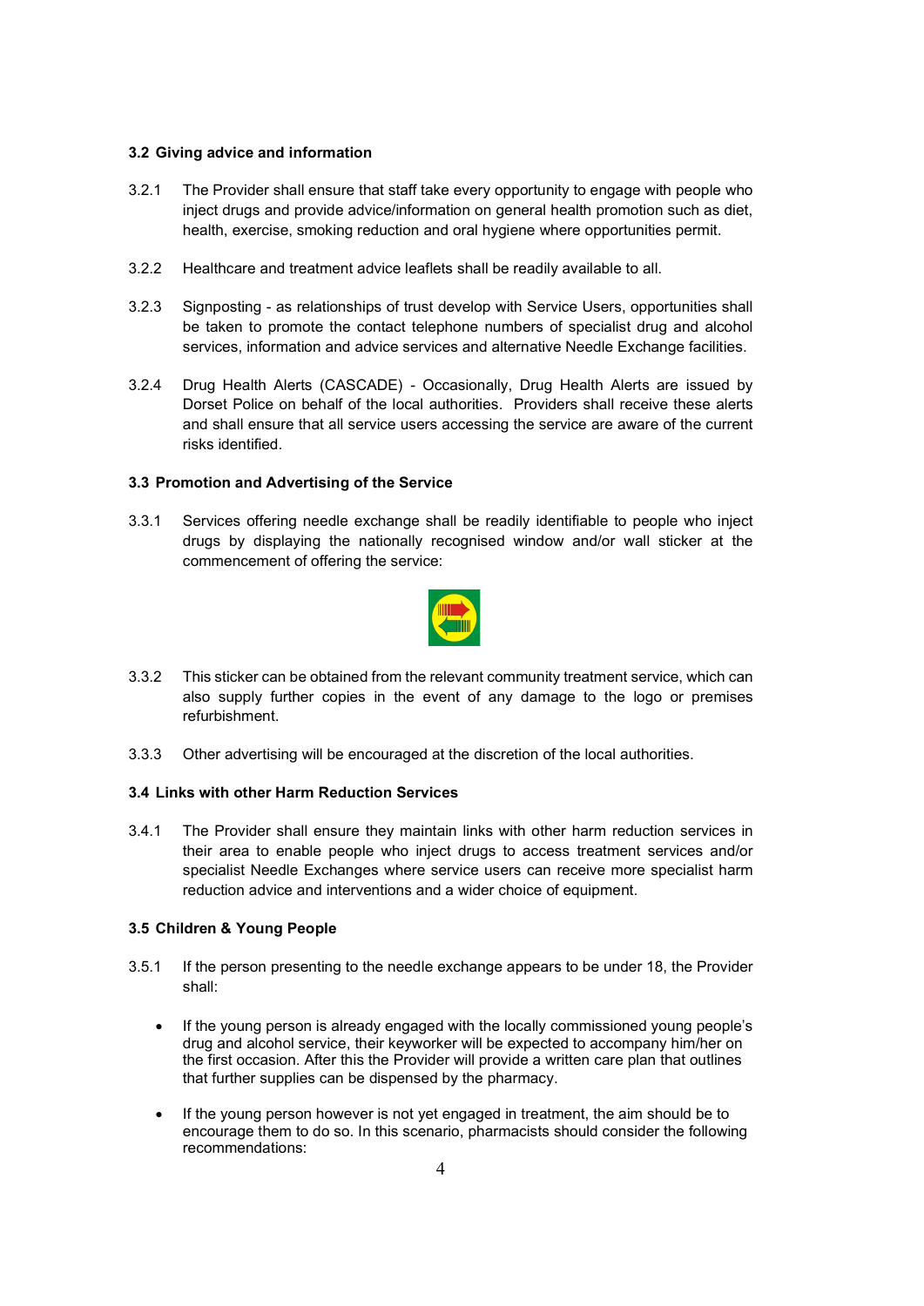### 3.2 Giving advice and information

3.2.1 The Provider shall ensure that staff take every opportunity to engage with people who inject drugs and provide advice/information on general health promotion such as diet, health, exercise, smoking reduction and oral hygiene where opportunities permit.

3.2.2 Healthcare and treatment advice leaflets shall be readily available to all.

3.2.3 Signposting - as relationships of trust develop with Service Users, opportunities shall be taken to promote the contact telephone numbers of specialist drug and alcohol services, information and advice services and alternative Needle Exchange facilities.

3.2.4 Drug Health Alerts (CASCADE) - Occasionally, Drug Health Alerts are issued by Dorset Police on behalf of the local authorities. Providers shall receive these alerts and shall ensure that all service users accessing the service are aware of the current risks identified.

### 3.3 Promotion and Advertising of the Service

3.3.1 Services offering needle exchange shall be readily identifiable to people who inject drugs by displaying the nationally recognised window and/or wall sticker at the commencement of offering the service:

3.3.2 This sticker can be obtained from the relevant community treatment service, which can also supply further copies in the event of any damage to the logo or premises refurbishment.

3.3.3 Other advertising will be encouraged at the discretion of the local authorities.

### 3.4 Links with other Harm Reduction Services

3.4.1 The Provider shall ensure they maintain links with other harm reduction services in their area to enable people who inject drugs to access treatment services and/or specialist Needle Exchanges where service users can receive more specialist harm reduction advice and interventions and a wider choice of equipment.

### 3.5 Children & Young People

3.5.1 If the person presenting to the needle exchange appears to be under 18, the Provider shall:

- If the young person is already engaged with the locally commissioned young people's drug and alcohol service, their keyworker will be expected to accompany him/her on the first occasion. After this the Provider will provide a written care plan that outlines that further supplies can be dispensed by the pharmacy.
- If the young person however is not yet engaged in treatment, the aim should be to encourage them to do so. In this scenario, pharmacists should consider the following recommendations: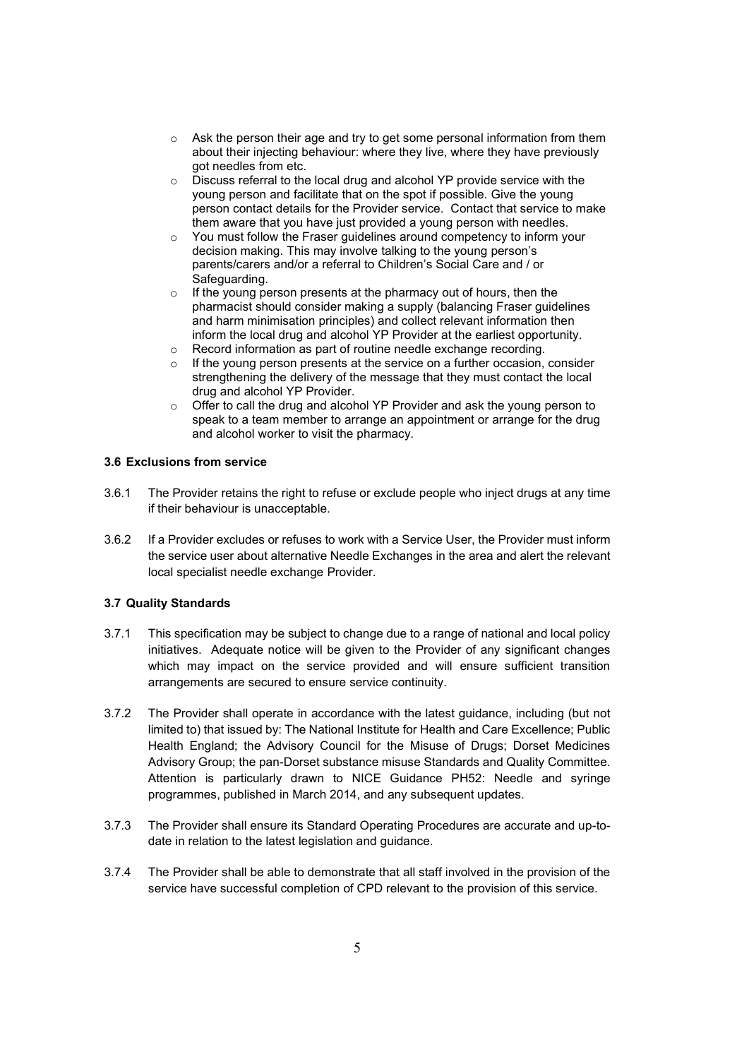- Ask the person their age and try to get some personal information from them about their injecting behaviour: where they live, where they have previously got needles from etc.
- Discuss referral to the local drug and alcohol YP provide service with the young person and facilitate that on the spot if possible. Give the young person contact details for the Provider service. Contact that service to make them aware that you have just provided a young person with needles.
- You must follow the Fraser guidelines around competency to inform your decision making. This may involve talking to the young person's parents/carers and/or a referral to Children's Social Care and / or Safeguarding.
- If the young person presents at the pharmacy out of hours, then the pharmacist should consider making a supply (balancing Fraser guidelines and harm minimisation principles) and collect relevant information then inform the local drug and alcohol YP Provider at the earliest opportunity.
- Record information as part of routine needle exchange recording.
- If the young person presents at the service on a further occasion, consider strengthening the delivery of the message that they must contact the local drug and alcohol YP Provider.
- Offer to call the drug and alcohol YP Provider and ask the young person to speak to a team member to arrange an appointment or arrange for the drug and alcohol worker to visit the pharmacy.

### 3.6 Exclusions from service

3.6.1 The Provider retains the right to refuse or exclude people who inject drugs at any time if their behaviour is unacceptable.

3.6.2 If a Provider excludes or refuses to work with a Service User, the Provider must inform the service user about alternative Needle Exchanges in the area and alert the relevant local specialist needle exchange Provider.

### 3.7 Quality Standards

3.7.1 This specification may be subject to change due to a range of national and local policy initiatives. Adequate notice will be given to the Provider of any significant changes which may impact on the service provided and will ensure sufficient transition arrangements are secured to ensure service continuity.

3.7.2 The Provider shall operate in accordance with the latest guidance, including (but not limited to) that issued by: The National Institute for Health and Care Excellence; Public Health England; the Advisory Council for the Misuse of Drugs; Dorset Medicines Advisory Group; the pan-Dorset substance misuse Standards and Quality Committee. Attention is particularly drawn to NICE Guidance PH52: Needle and syringe programmes, published in March 2014, and any subsequent updates.

3.7.3 The Provider shall ensure its Standard Operating Procedures are accurate and up-to-date in relation to the latest legislation and guidance.

3.7.4 The Provider shall be able to demonstrate that all staff involved in the provision of the service have successful completion of CPD relevant to the provision of this service.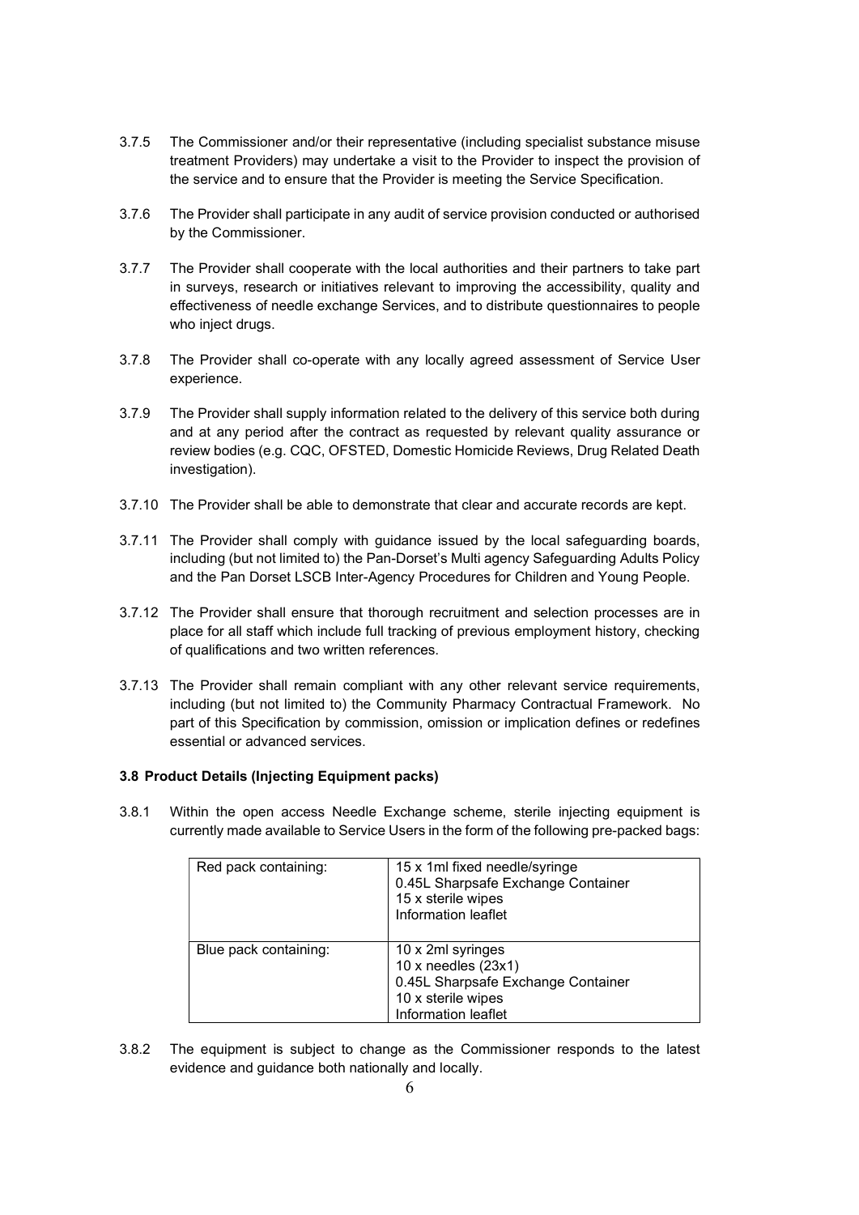3.7.5 The Commissioner and/or their representative (including specialist substance misuse treatment Providers) may undertake a visit to the Provider to inspect the provision of the service and to ensure that the Provider is meeting the Service Specification.

3.7.6 The Provider shall participate in any audit of service provision conducted or authorised by the Commissioner.

3.7.7 The Provider shall cooperate with the local authorities and their partners to take part in surveys, research or initiatives relevant to improving the accessibility, quality and effectiveness of needle exchange Services, and to distribute questionnaires to people who inject drugs.

3.7.8 The Provider shall co-operate with any locally agreed assessment of Service User experience.

3.7.9 The Provider shall supply information related to the delivery of this service both during and at any period after the contract as requested by relevant quality assurance or review bodies (e.g. CQC, OFSTED, Domestic Homicide Reviews, Drug Related Death investigation).

3.7.10 The Provider shall be able to demonstrate that clear and accurate records are kept.

3.7.11 The Provider shall comply with guidance issued by the local safeguarding boards, including (but not limited to) the Pan-Dorset's Multi agency Safeguarding Adults Policy and the Pan Dorset LSCB Inter-Agency Procedures for Children and Young People.

3.7.12 The Provider shall ensure that thorough recruitment and selection processes are in place for all staff which include full tracking of previous employment history, checking of qualifications and two written references.

3.7.13 The Provider shall remain compliant with any other relevant service requirements, including (but not limited to) the Community Pharmacy Contractual Framework. No part of this Specification by commission, omission or implication defines or redefines essential or advanced services.

### 3.8 Product Details (Injecting Equipment packs)

3.8.1 Within the open access Needle Exchange scheme, sterile injecting equipment is currently made available to Service Users in the form of the following pre-packed bags:

| | |
|---|---|
| Red pack containing: | 15 x 1ml fixed needle/syringe<br>0.45L Sharpsafe Exchange Container<br>15 x sterile wipes<br>Information leaflet |
| Blue pack containing: | 10 x 2ml syringes<br>10 x needles (23x1)<br>0.45L Sharpsafe Exchange Container<br>10 x sterile wipes<br>Information leaflet |

3.8.2 The equipment is subject to change as the Commissioner responds to the latest evidence and guidance both nationally and locally.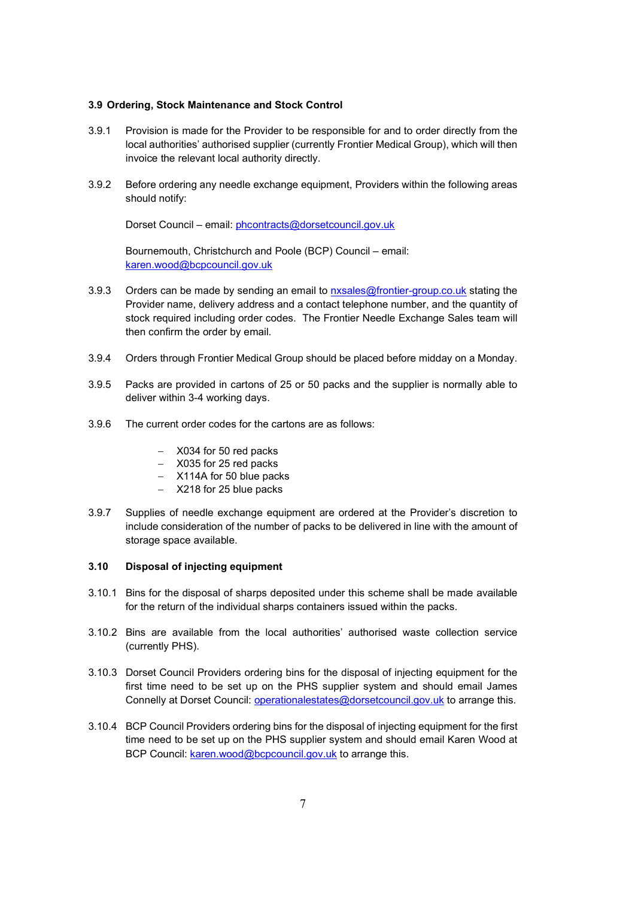### 3.9 Ordering, Stock Maintenance and Stock Control

3.9.1 Provision is made for the Provider to be responsible for and to order directly from the local authorities' authorised supplier (currently Frontier Medical Group), which will then invoice the relevant local authority directly.

3.9.2 Before ordering any needle exchange equipment, Providers within the following areas should notify:

Dorset Council – email: phcontracts@dorsetcouncil.gov.uk

Bournemouth, Christchurch and Poole (BCP) Council – email: karen.wood@bcpcouncil.gov.uk

3.9.3 Orders can be made by sending an email to nxsales@frontier-group.co.uk stating the Provider name, delivery address and a contact telephone number, and the quantity of stock required including order codes. The Frontier Needle Exchange Sales team will then confirm the order by email.

3.9.4 Orders through Frontier Medical Group should be placed before midday on a Monday.

3.9.5 Packs are provided in cartons of 25 or 50 packs and the supplier is normally able to deliver within 3-4 working days.

3.9.6 The current order codes for the cartons are as follows:

- X034 for 50 red packs
- X035 for 25 red packs
- X114A for 50 blue packs
- X218 for 25 blue packs

3.9.7 Supplies of needle exchange equipment are ordered at the Provider's discretion to include consideration of the number of packs to be delivered in line with the amount of storage space available.

### 3.10 Disposal of injecting equipment

3.10.1 Bins for the disposal of sharps deposited under this scheme shall be made available for the return of the individual sharps containers issued within the packs.

3.10.2 Bins are available from the local authorities' authorised waste collection service (currently PHS).

3.10.3 Dorset Council Providers ordering bins for the disposal of injecting equipment for the first time need to be set up on the PHS supplier system and should email James Connelly at Dorset Council: operationalestates@dorsetcouncil.gov.uk to arrange this.

3.10.4 BCP Council Providers ordering bins for the disposal of injecting equipment for the first time need to be set up on the PHS supplier system and should email Karen Wood at BCP Council: karen.wood@bcpcouncil.gov.uk to arrange this.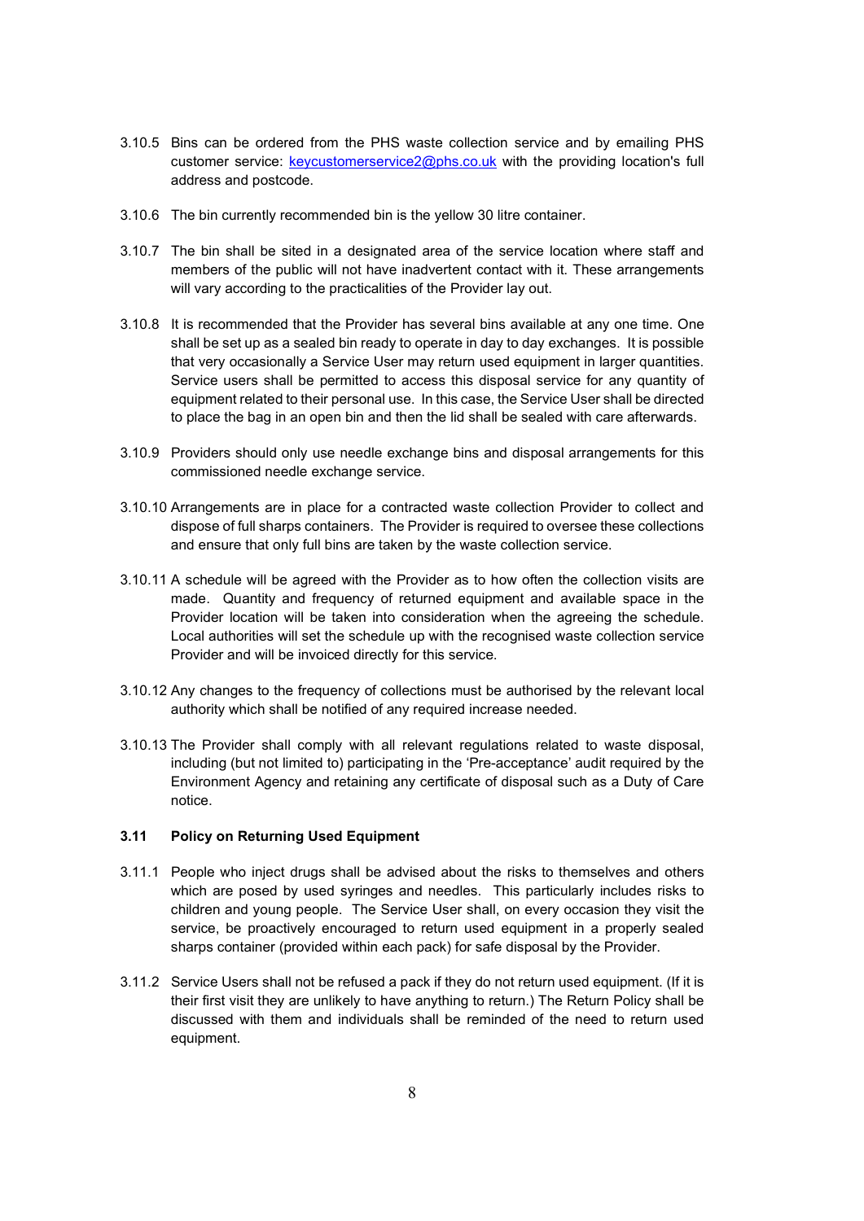3.10.5 Bins can be ordered from the PHS waste collection service and by emailing PHS customer service: keycustomerservice2@phs.co.uk with the providing location's full address and postcode.

3.10.6 The bin currently recommended bin is the yellow 30 litre container.

3.10.7 The bin shall be sited in a designated area of the service location where staff and members of the public will not have inadvertent contact with it. These arrangements will vary according to the practicalities of the Provider lay out.

3.10.8 It is recommended that the Provider has several bins available at any one time. One shall be set up as a sealed bin ready to operate in day to day exchanges. It is possible that very occasionally a Service User may return used equipment in larger quantities. Service users shall be permitted to access this disposal service for any quantity of equipment related to their personal use. In this case, the Service User shall be directed to place the bag in an open bin and then the lid shall be sealed with care afterwards.

3.10.9 Providers should only use needle exchange bins and disposal arrangements for this commissioned needle exchange service.

3.10.10 Arrangements are in place for a contracted waste collection Provider to collect and dispose of full sharps containers. The Provider is required to oversee these collections and ensure that only full bins are taken by the waste collection service.

3.10.11 A schedule will be agreed with the Provider as to how often the collection visits are made. Quantity and frequency of returned equipment and available space in the Provider location will be taken into consideration when the agreeing the schedule. Local authorities will set the schedule up with the recognised waste collection service Provider and will be invoiced directly for this service.

3.10.12 Any changes to the frequency of collections must be authorised by the relevant local authority which shall be notified of any required increase needed.

3.10.13 The Provider shall comply with all relevant regulations related to waste disposal, including (but not limited to) participating in the 'Pre-acceptance' audit required by the Environment Agency and retaining any certificate of disposal such as a Duty of Care notice.

### 3.11 Policy on Returning Used Equipment

3.11.1 People who inject drugs shall be advised about the risks to themselves and others which are posed by used syringes and needles. This particularly includes risks to children and young people. The Service User shall, on every occasion they visit the service, be proactively encouraged to return used equipment in a properly sealed sharps container (provided within each pack) for safe disposal by the Provider.

3.11.2 Service Users shall not be refused a pack if they do not return used equipment. (If it is their first visit they are unlikely to have anything to return.) The Return Policy shall be discussed with them and individuals shall be reminded of the need to return used equipment.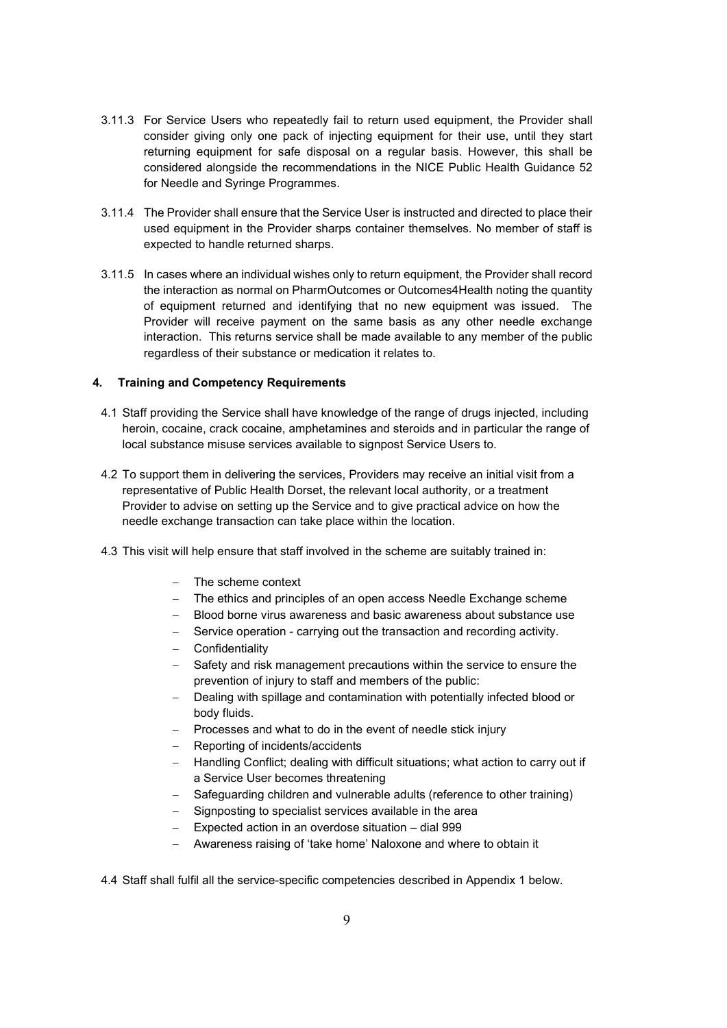3.11.3 For Service Users who repeatedly fail to return used equipment, the Provider shall consider giving only one pack of injecting equipment for their use, until they start returning equipment for safe disposal on a regular basis. However, this shall be considered alongside the recommendations in the NICE Public Health Guidance 52 for Needle and Syringe Programmes.

3.11.4 The Provider shall ensure that the Service User is instructed and directed to place their used equipment in the Provider sharps container themselves. No member of staff is expected to handle returned sharps.

3.11.5 In cases where an individual wishes only to return equipment, the Provider shall record the interaction as normal on PharmOutcomes or Outcomes4Health noting the quantity of equipment returned and identifying that no new equipment was issued. The Provider will receive payment on the same basis as any other needle exchange interaction. This returns service shall be made available to any member of the public regardless of their substance or medication it relates to.

## 4. Training and Competency Requirements

4.1 Staff providing the Service shall have knowledge of the range of drugs injected, including heroin, cocaine, crack cocaine, amphetamines and steroids and in particular the range of local substance misuse services available to signpost Service Users to.

4.2 To support them in delivering the services, Providers may receive an initial visit from a representative of Public Health Dorset, the relevant local authority, or a treatment Provider to advise on setting up the Service and to give practical advice on how the needle exchange transaction can take place within the location.

4.3 This visit will help ensure that staff involved in the scheme are suitably trained in:

- The scheme context
- The ethics and principles of an open access Needle Exchange scheme
- Blood borne virus awareness and basic awareness about substance use
- Service operation - carrying out the transaction and recording activity.
- Confidentiality
- Safety and risk management precautions within the service to ensure the prevention of injury to staff and members of the public:
- Dealing with spillage and contamination with potentially infected blood or body fluids.
- Processes and what to do in the event of needle stick injury
- Reporting of incidents/accidents
- Handling Conflict; dealing with difficult situations; what action to carry out if a Service User becomes threatening
- Safeguarding children and vulnerable adults (reference to other training)
- Signposting to specialist services available in the area
- Expected action in an overdose situation – dial 999
- Awareness raising of 'take home' Naloxone and where to obtain it

4.4 Staff shall fulfil all the service-specific competencies described in Appendix 1 below.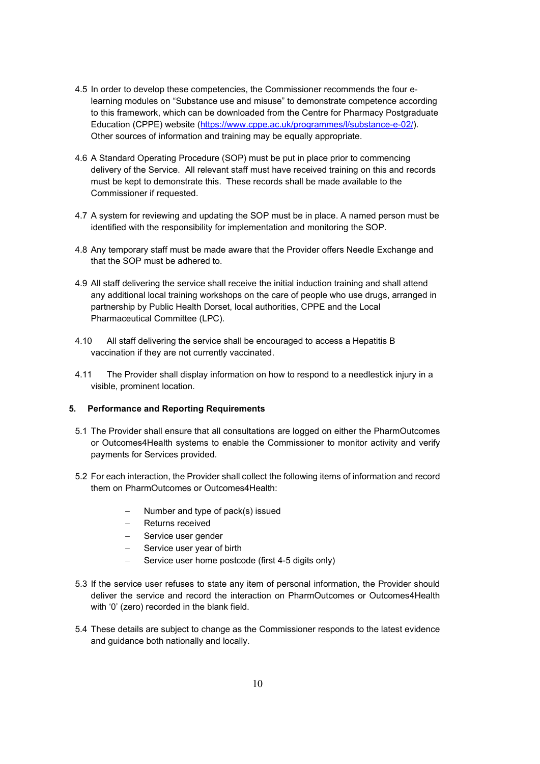4.5 In order to develop these competencies, the Commissioner recommends the four e-learning modules on "Substance use and misuse" to demonstrate competence according to this framework, which can be downloaded from the Centre for Pharmacy Postgraduate Education (CPPE) website (https://www.cppe.ac.uk/programmes/l/substance-e-02/). Other sources of information and training may be equally appropriate.

4.6 A Standard Operating Procedure (SOP) must be put in place prior to commencing delivery of the Service. All relevant staff must have received training on this and records must be kept to demonstrate this. These records shall be made available to the Commissioner if requested.

4.7 A system for reviewing and updating the SOP must be in place. A named person must be identified with the responsibility for implementation and monitoring the SOP.

4.8 Any temporary staff must be made aware that the Provider offers Needle Exchange and that the SOP must be adhered to.

4.9 All staff delivering the service shall receive the initial induction training and shall attend any additional local training workshops on the care of people who use drugs, arranged in partnership by Public Health Dorset, local authorities, CPPE and the Local Pharmaceutical Committee (LPC).

4.10 All staff delivering the service shall be encouraged to access a Hepatitis B vaccination if they are not currently vaccinated.

4.11 The Provider shall display information on how to respond to a needlestick injury in a visible, prominent location.

## 5. Performance and Reporting Requirements

5.1 The Provider shall ensure that all consultations are logged on either the PharmOutcomes or Outcomes4Health systems to enable the Commissioner to monitor activity and verify payments for Services provided.

5.2 For each interaction, the Provider shall collect the following items of information and record them on PharmOutcomes or Outcomes4Health:

- Number and type of pack(s) issued
- Returns received
- Service user gender
- Service user year of birth
- Service user home postcode (first 4-5 digits only)

5.3 If the service user refuses to state any item of personal information, the Provider should deliver the service and record the interaction on PharmOutcomes or Outcomes4Health with '0' (zero) recorded in the blank field.

5.4 These details are subject to change as the Commissioner responds to the latest evidence and guidance both nationally and locally.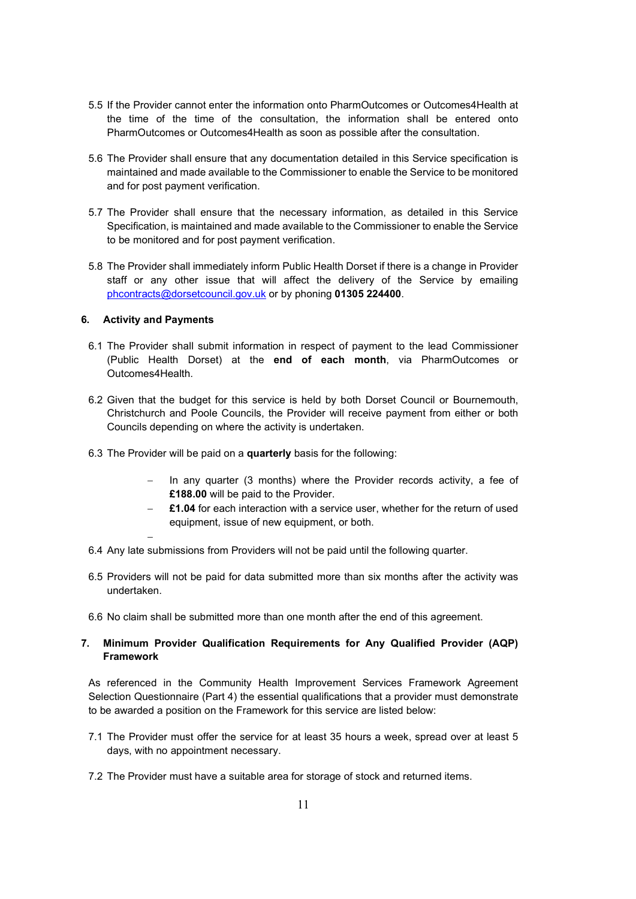5.5 If the Provider cannot enter the information onto PharmOutcomes or Outcomes4Health at the time of the time of the consultation, the information shall be entered onto PharmOutcomes or Outcomes4Health as soon as possible after the consultation.

5.6 The Provider shall ensure that any documentation detailed in this Service specification is maintained and made available to the Commissioner to enable the Service to be monitored and for post payment verification.

5.7 The Provider shall ensure that the necessary information, as detailed in this Service Specification, is maintained and made available to the Commissioner to enable the Service to be monitored and for post payment verification.

5.8 The Provider shall immediately inform Public Health Dorset if there is a change in Provider staff or any other issue that will affect the delivery of the Service by emailing phcontracts@dorsetcouncil.gov.uk or by phoning **01305 224400**.

## 6. Activity and Payments

6.1 The Provider shall submit information in respect of payment to the lead Commissioner (Public Health Dorset) at the **end of each month**, via PharmOutcomes or Outcomes4Health.

6.2 Given that the budget for this service is held by both Dorset Council or Bournemouth, Christchurch and Poole Councils, the Provider will receive payment from either or both Councils depending on where the activity is undertaken.

6.3 The Provider will be paid on a **quarterly** basis for the following:

- In any quarter (3 months) where the Provider records activity, a fee of **£188.00** will be paid to the Provider.
- **£1.04** for each interaction with a service user, whether for the return of used equipment, issue of new equipment, or both.
-

6.4 Any late submissions from Providers will not be paid until the following quarter.

6.5 Providers will not be paid for data submitted more than six months after the activity was undertaken.

6.6 No claim shall be submitted more than one month after the end of this agreement.

## 7. Minimum Provider Qualification Requirements for Any Qualified Provider (AQP) Framework

As referenced in the Community Health Improvement Services Framework Agreement Selection Questionnaire (Part 4) the essential qualifications that a provider must demonstrate to be awarded a position on the Framework for this service are listed below:

7.1 The Provider must offer the service for at least 35 hours a week, spread over at least 5 days, with no appointment necessary.

7.2 The Provider must have a suitable area for storage of stock and returned items.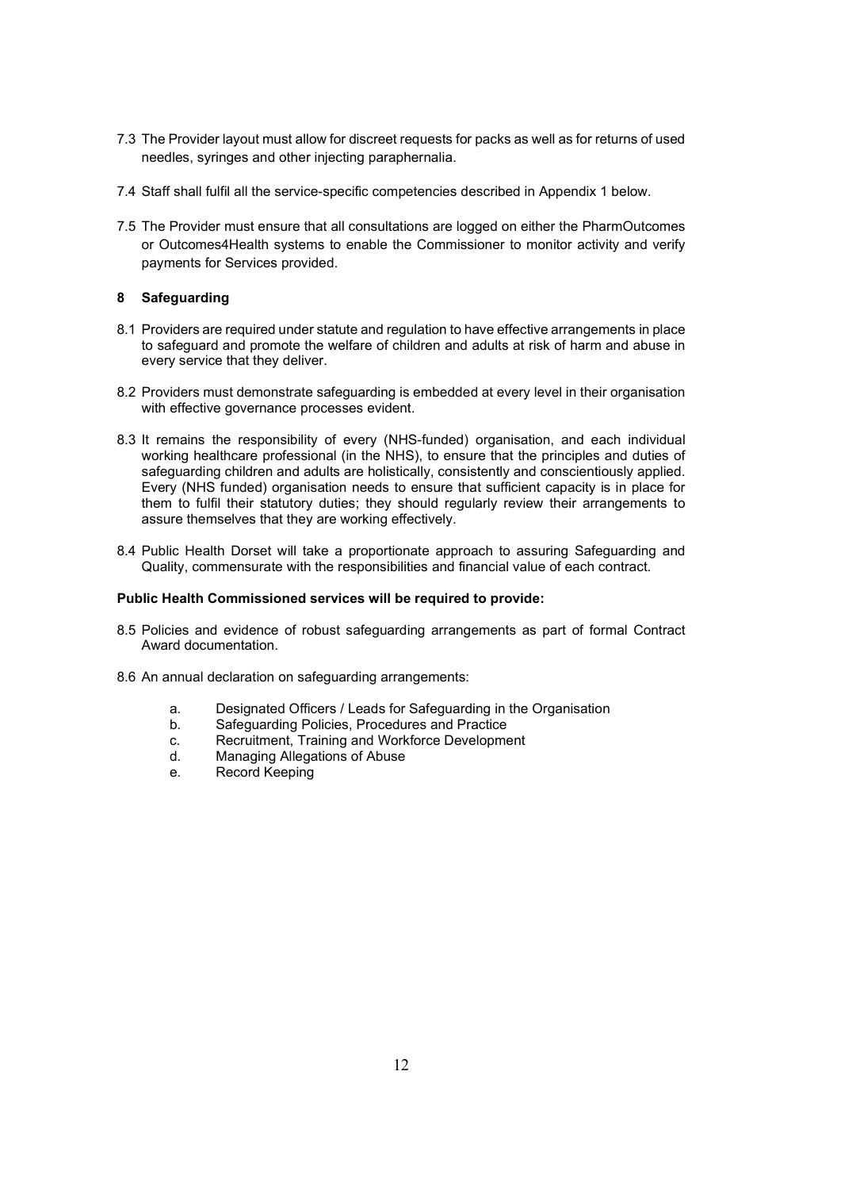7.3 The Provider layout must allow for discreet requests for packs as well as for returns of used needles, syringes and other injecting paraphernalia.

7.4 Staff shall fulfil all the service-specific competencies described in Appendix 1 below.

7.5 The Provider must ensure that all consultations are logged on either the PharmOutcomes or Outcomes4Health systems to enable the Commissioner to monitor activity and verify payments for Services provided.

## 8 Safeguarding

8.1 Providers are required under statute and regulation to have effective arrangements in place to safeguard and promote the welfare of children and adults at risk of harm and abuse in every service that they deliver.

8.2 Providers must demonstrate safeguarding is embedded at every level in their organisation with effective governance processes evident.

8.3 It remains the responsibility of every (NHS-funded) organisation, and each individual working healthcare professional (in the NHS), to ensure that the principles and duties of safeguarding children and adults are holistically, consistently and conscientiously applied. Every (NHS funded) organisation needs to ensure that sufficient capacity is in place for them to fulfil their statutory duties; they should regularly review their arrangements to assure themselves that they are working effectively.

8.4 Public Health Dorset will take a proportionate approach to assuring Safeguarding and Quality, commensurate with the responsibilities and financial value of each contract.

**Public Health Commissioned services will be required to provide:**

8.5 Policies and evidence of robust safeguarding arrangements as part of formal Contract Award documentation.

8.6 An annual declaration on safeguarding arrangements:

a. Designated Officers / Leads for Safeguarding in the Organisation
b. Safeguarding Policies, Procedures and Practice
c. Recruitment, Training and Workforce Development
d. Managing Allegations of Abuse
e. Record Keeping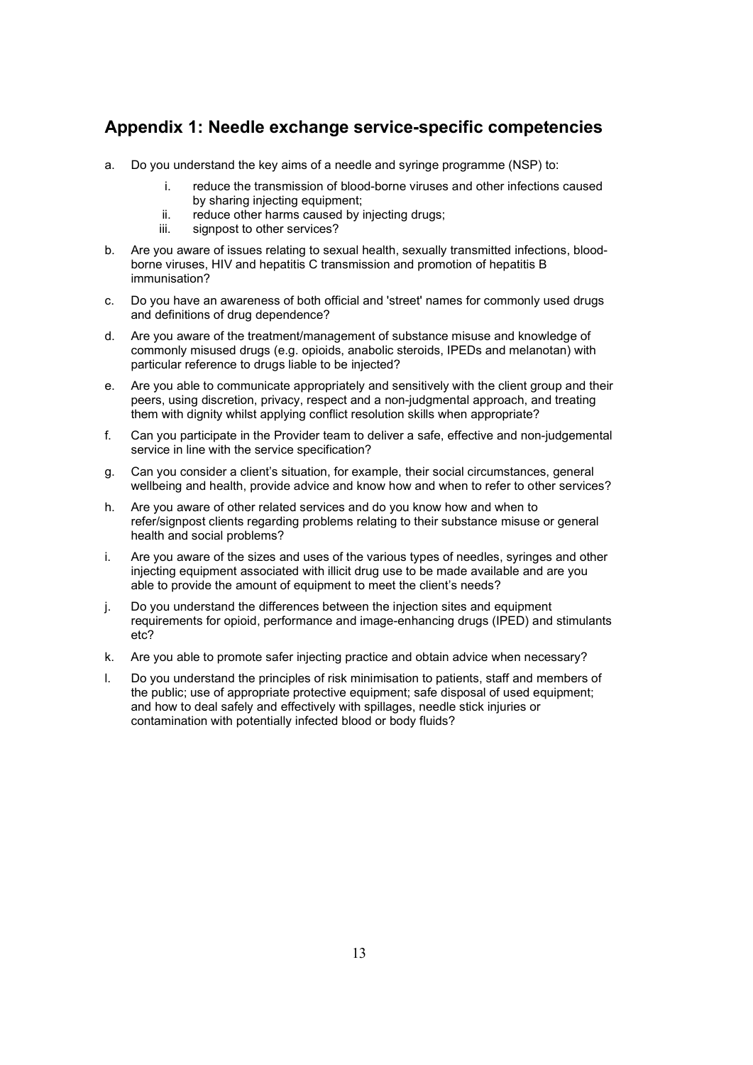## Appendix 1: Needle exchange service-specific competencies

a. Do you understand the key aims of a needle and syringe programme (NSP) to:

   i. reduce the transmission of blood-borne viruses and other infections caused by sharing injecting equipment;
   ii. reduce other harms caused by injecting drugs;
   iii. signpost to other services?

b. Are you aware of issues relating to sexual health, sexually transmitted infections, blood-borne viruses, HIV and hepatitis C transmission and promotion of hepatitis B immunisation?

c. Do you have an awareness of both official and 'street' names for commonly used drugs and definitions of drug dependence?

d. Are you aware of the treatment/management of substance misuse and knowledge of commonly misused drugs (e.g. opioids, anabolic steroids, IPEDs and melanotan) with particular reference to drugs liable to be injected?

e. Are you able to communicate appropriately and sensitively with the client group and their peers, using discretion, privacy, respect and a non-judgmental approach, and treating them with dignity whilst applying conflict resolution skills when appropriate?

f. Can you participate in the Provider team to deliver a safe, effective and non-judgemental service in line with the service specification?

g. Can you consider a client's situation, for example, their social circumstances, general wellbeing and health, provide advice and know how and when to refer to other services?

h. Are you aware of other related services and do you know how and when to refer/signpost clients regarding problems relating to their substance misuse or general health and social problems?

i. Are you aware of the sizes and uses of the various types of needles, syringes and other injecting equipment associated with illicit drug use to be made available and are you able to provide the amount of equipment to meet the client's needs?

j. Do you understand the differences between the injection sites and equipment requirements for opioid, performance and image-enhancing drugs (IPED) and stimulants etc?

k. Are you able to promote safer injecting practice and obtain advice when necessary?

l. Do you understand the principles of risk minimisation to patients, staff and members of the public; use of appropriate protective equipment; safe disposal of used equipment; and how to deal safely and effectively with spillages, needle stick injuries or contamination with potentially infected blood or body fluids?